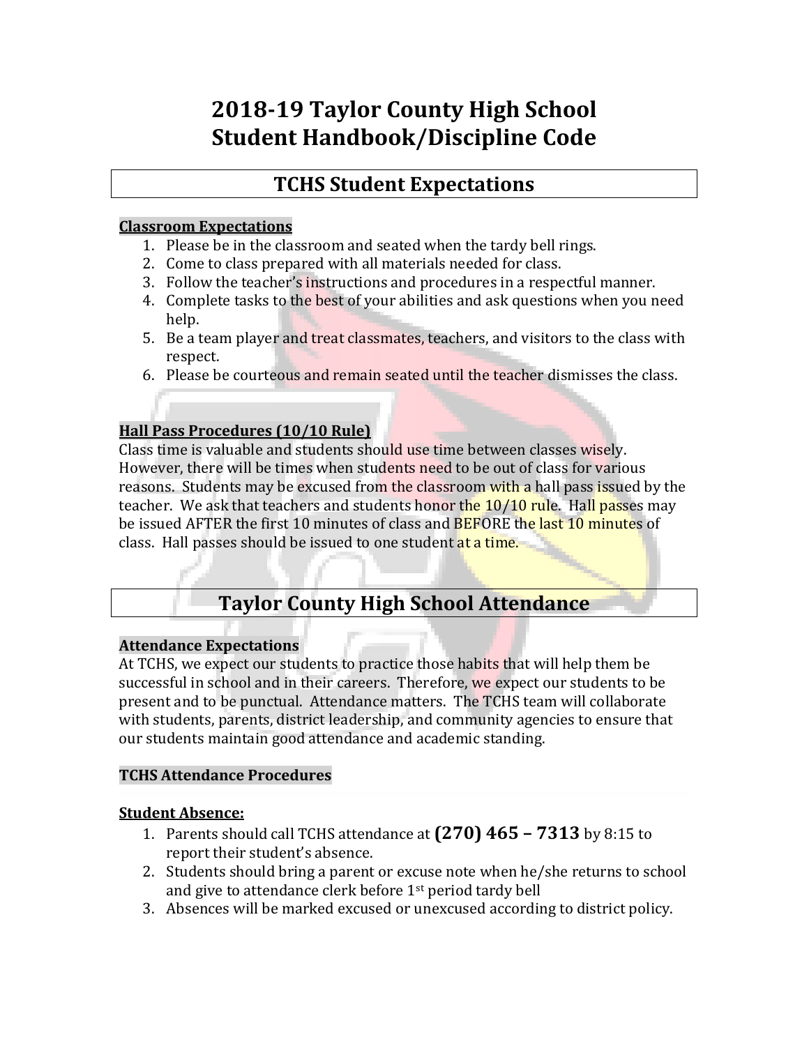# 2018-19 Taylor County High School Student Handbook/Discipline Code

## TCHS Student Expectations

**Classroom Expectations**

1. Please be in the classroom and seated when the tardy bell rings.
2. Come to class prepared with all materials needed for class.
3. Follow the teacher's instructions and procedures in a respectful manner.
4. Complete tasks to the best of your abilities and ask questions when you need help.
5. Be a team player and treat classmates, teachers, and visitors to the class with respect.
6. Please be courteous and remain seated until the teacher dismisses the class.

**Hall Pass Procedures (10/10 Rule)**

Class time is valuable and students should use time between classes wisely. However, there will be times when students need to be out of class for various reasons. Students may be excused from the classroom with a hall pass issued by the teacher. We ask that teachers and students honor the 10/10 rule. Hall passes may be issued AFTER the first 10 minutes of class and BEFORE the last 10 minutes of class. Hall passes should be issued to one student at a time.

## Taylor County High School Attendance

**Attendance Expectations**

At TCHS, we expect our students to practice those habits that will help them be successful in school and in their careers. Therefore, we expect our students to be present and to be punctual. Attendance matters. The TCHS team will collaborate with students, parents, district leadership, and community agencies to ensure that our students maintain good attendance and academic standing.

**TCHS Attendance Procedures**

**Student Absence:**

1. Parents should call TCHS attendance at **(270) 465 – 7313** by 8:15 to report their student's absence.
2. Students should bring a parent or excuse note when he/she returns to school and give to attendance clerk before 1st period tardy bell
3. Absences will be marked excused or unexcused according to district policy.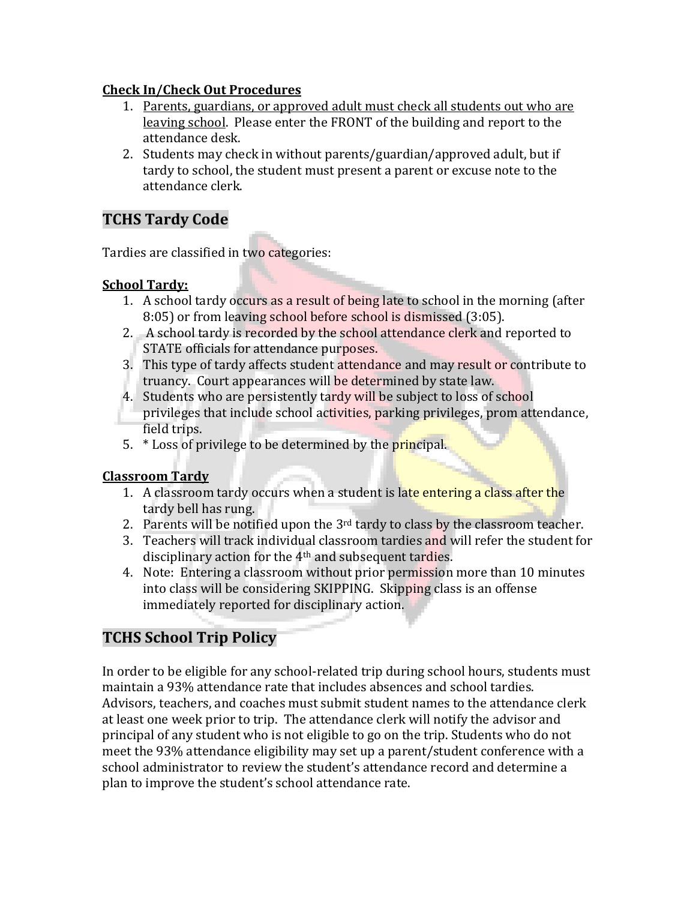**Check In/Check Out Procedures**

1. Parents, guardians, or approved adult must check all students out who are leaving school. Please enter the FRONT of the building and report to the attendance desk.
2. Students may check in without parents/guardian/approved adult, but if tardy to school, the student must present a parent or excuse note to the attendance clerk.

## TCHS Tardy Code

Tardies are classified in two categories:

**School Tardy:**

1. A school tardy occurs as a result of being late to school in the morning (after 8:05) or from leaving school before school is dismissed (3:05).
2. A school tardy is recorded by the school attendance clerk and reported to STATE officials for attendance purposes.
3. This type of tardy affects student attendance and may result or contribute to truancy. Court appearances will be determined by state law.
4. Students who are persistently tardy will be subject to loss of school privileges that include school activities, parking privileges, prom attendance, field trips.
5. * Loss of privilege to be determined by the principal.

**Classroom Tardy**

1. A classroom tardy occurs when a student is late entering a class after the tardy bell has rung.
2. Parents will be notified upon the 3rd tardy to class by the classroom teacher.
3. Teachers will track individual classroom tardies and will refer the student for disciplinary action for the 4th and subsequent tardies.
4. Note: Entering a classroom without prior permission more than 10 minutes into class will be considering SKIPPING. Skipping class is an offense immediately reported for disciplinary action.

## TCHS School Trip Policy

In order to be eligible for any school-related trip during school hours, students must maintain a 93% attendance rate that includes absences and school tardies. Advisors, teachers, and coaches must submit student names to the attendance clerk at least one week prior to trip. The attendance clerk will notify the advisor and principal of any student who is not eligible to go on the trip. Students who do not meet the 93% attendance eligibility may set up a parent/student conference with a school administrator to review the student's attendance record and determine a plan to improve the student's school attendance rate.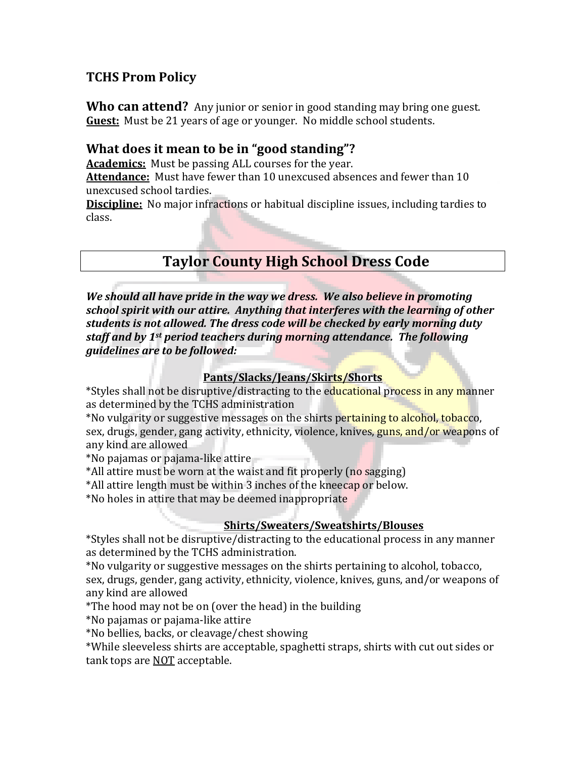## TCHS Prom Policy

**Who can attend?** Any junior or senior in good standing may bring one guest.
**<u>Guest:</u>** Must be 21 years of age or younger. No middle school students.

### What does it mean to be in "good standing"?

**<u>Academics:</u>** Must be passing ALL courses for the year.
**<u>Attendance:</u>** Must have fewer than 10 unexcused absences and fewer than 10 unexcused school tardies.
**<u>Discipline:</u>** No major infractions or habitual discipline issues, including tardies to class.

# Taylor County High School Dress Code

***We should all have pride in the way we dress. We also believe in promoting school spirit with our attire. Anything that interferes with the learning of other students is not allowed. The dress code will be checked by early morning duty staff and by 1st period teachers during morning attendance. The following guidelines are to be followed:***

**<u>Pants/Slacks/Jeans/Skirts/Shorts</u>**

*Styles shall not be disruptive/distracting to the educational process in any manner as determined by the TCHS administration
*No vulgarity or suggestive messages on the shirts pertaining to alcohol, tobacco, sex, drugs, gender, gang activity, ethnicity, violence, knives, guns, and/or weapons of any kind are allowed
*No pajamas or pajama-like attire
*All attire must be worn at the waist and fit properly (no sagging)
*All attire length must be within 3 inches of the kneecap or below.
*No holes in attire that may be deemed inappropriate

**<u>Shirts/Sweaters/Sweatshirts/Blouses</u>**

*Styles shall not be disruptive/distracting to the educational process in any manner as determined by the TCHS administration.
*No vulgarity or suggestive messages on the shirts pertaining to alcohol, tobacco, sex, drugs, gender, gang activity, ethnicity, violence, knives, guns, and/or weapons of any kind are allowed
*The hood may not be on (over the head) in the building
*No pajamas or pajama-like attire
*No bellies, backs, or cleavage/chest showing
*While sleeveless shirts are acceptable, spaghetti straps, shirts with cut out sides or tank tops are <u>NOT</u> acceptable.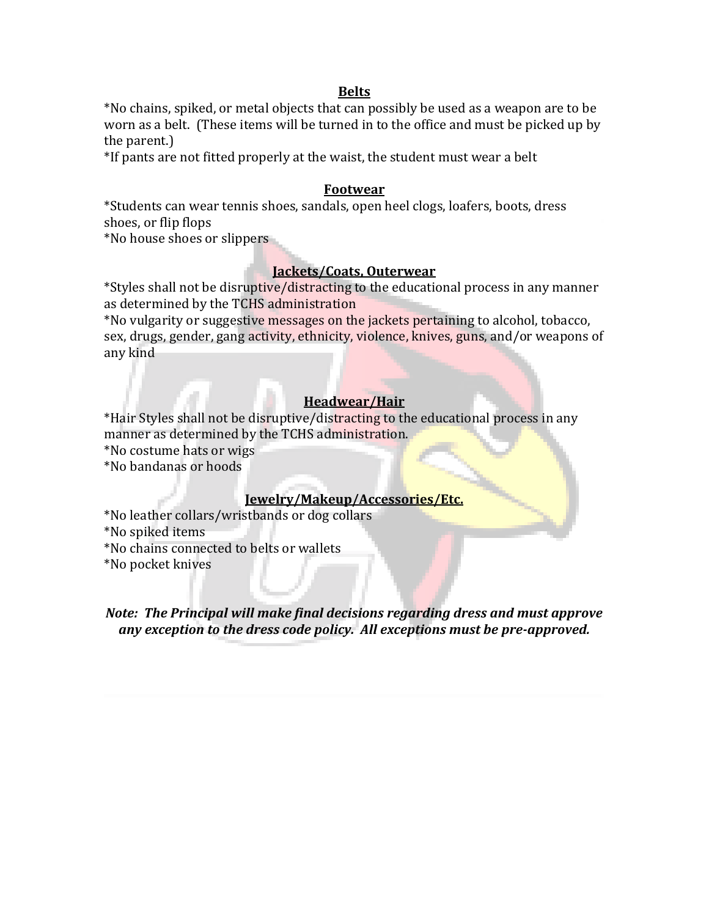**Belts**

*No chains, spiked, or metal objects that can possibly be used as a weapon are to be worn as a belt. (These items will be turned in to the office and must be picked up by the parent.)
*If pants are not fitted properly at the waist, the student must wear a belt

**Footwear**

*Students can wear tennis shoes, sandals, open heel clogs, loafers, boots, dress shoes, or flip flops
*No house shoes or slippers

**Jackets/Coats, Outerwear**

*Styles shall not be disruptive/distracting to the educational process in any manner as determined by the TCHS administration
*No vulgarity or suggestive messages on the jackets pertaining to alcohol, tobacco, sex, drugs, gender, gang activity, ethnicity, violence, knives, guns, and/or weapons of any kind

**Headwear/Hair**

*Hair Styles shall not be disruptive/distracting to the educational process in any manner as determined by the TCHS administration.
*No costume hats or wigs
*No bandanas or hoods

**Jewelry/Makeup/Accessories/Etc.**

*No leather collars/wristbands or dog collars
*No spiked items
*No chains connected to belts or wallets
*No pocket knives

***Note: The Principal will make final decisions regarding dress and must approve any exception to the dress code policy. All exceptions must be pre-approved.***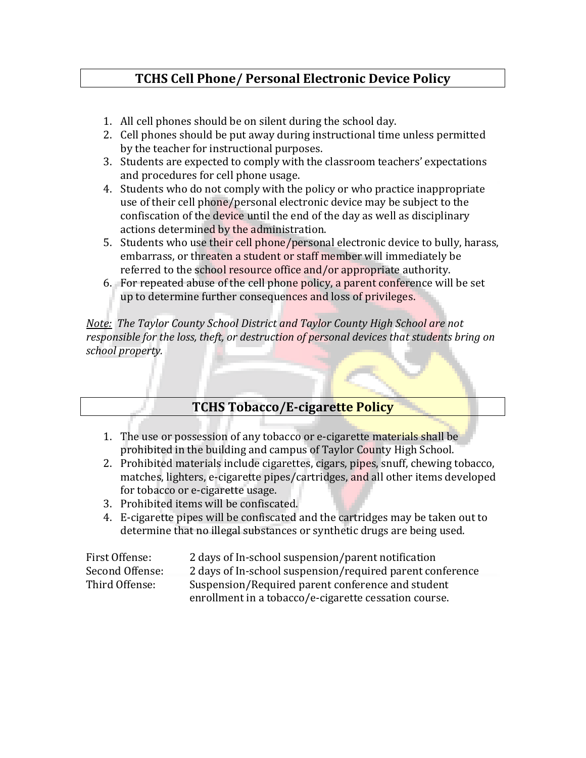## TCHS Cell Phone/ Personal Electronic Device Policy

1. All cell phones should be on silent during the school day.
2. Cell phones should be put away during instructional time unless permitted by the teacher for instructional purposes.
3. Students are expected to comply with the classroom teachers' expectations and procedures for cell phone usage.
4. Students who do not comply with the policy or who practice inappropriate use of their cell phone/personal electronic device may be subject to the confiscation of the device until the end of the day as well as disciplinary actions determined by the administration.
5. Students who use their cell phone/personal electronic device to bully, harass, embarrass, or threaten a student or staff member will immediately be referred to the school resource office and/or appropriate authority.
6. For repeated abuse of the cell phone policy, a parent conference will be set up to determine further consequences and loss of privileges.

*Note: The Taylor County School District and Taylor County High School are not responsible for the loss, theft, or destruction of personal devices that students bring on school property.*

## TCHS Tobacco/E-cigarette Policy

1. The use or possession of any tobacco or e-cigarette materials shall be prohibited in the building and campus of Taylor County High School.
2. Prohibited materials include cigarettes, cigars, pipes, snuff, chewing tobacco, matches, lighters, e-cigarette pipes/cartridges, and all other items developed for tobacco or e-cigarette usage.
3. Prohibited items will be confiscated.
4. E-cigarette pipes will be confiscated and the cartridges may be taken out to determine that no illegal substances or synthetic drugs are being used.

| | |
|---|---|
| First Offense: | 2 days of In-school suspension/parent notification |
| Second Offense: | 2 days of In-school suspension/required parent conference |
| Third Offense: | Suspension/Required parent conference and student enrollment in a tobacco/e-cigarette cessation course. |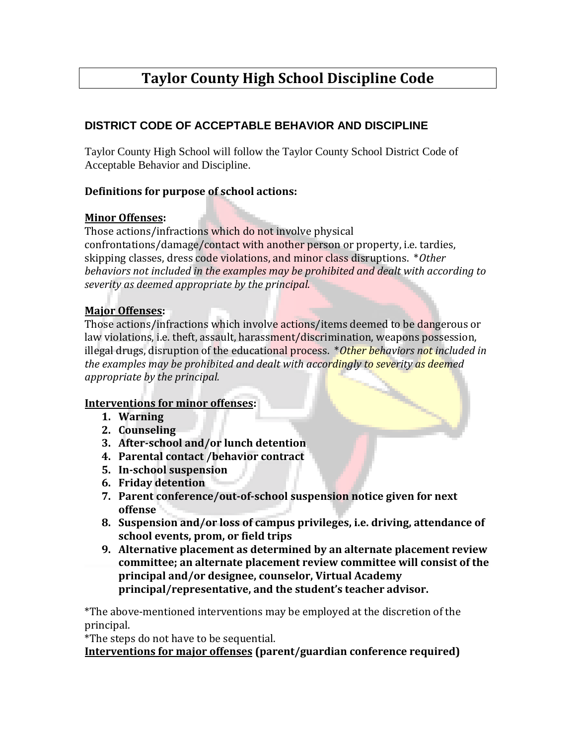# Taylor County High School Discipline Code

## DISTRICT CODE OF ACCEPTABLE BEHAVIOR AND DISCIPLINE

Taylor County High School will follow the Taylor County School District Code of Acceptable Behavior and Discipline.

**Definitions for purpose of school actions:**

**Minor Offenses:**
Those actions/infractions which do not involve physical confrontations/damage/contact with another person or property, i.e. tardies, skipping classes, dress code violations, and minor class disruptions. **Other behaviors not included in the examples may be prohibited and dealt with according to severity as deemed appropriate by the principal.*

**Major Offenses:**
Those actions/infractions which involve actions/items deemed to be dangerous or law violations, i.e. theft, assault, harassment/discrimination, weapons possession, illegal drugs, disruption of the educational process. **Other behaviors not included in the examples may be prohibited and dealt with accordingly to severity as deemed appropriate by the principal.*

**Interventions for minor offenses:**

1. **Warning**
2. **Counseling**
3. **After-school and/or lunch detention**
4. **Parental contact /behavior contract**
5. **In-school suspension**
6. **Friday detention**
7. **Parent conference/out-of-school suspension notice given for next offense**
8. **Suspension and/or loss of campus privileges, i.e. driving, attendance of school events, prom, or field trips**
9. **Alternative placement as determined by an alternate placement review committee; an alternate placement review committee will consist of the principal and/or designee, counselor, Virtual Academy principal/representative, and the student's teacher advisor.**

*The above-mentioned interventions may be employed at the discretion of the principal.
*The steps do not have to be sequential.

**Interventions for major offenses (parent/guardian conference required)**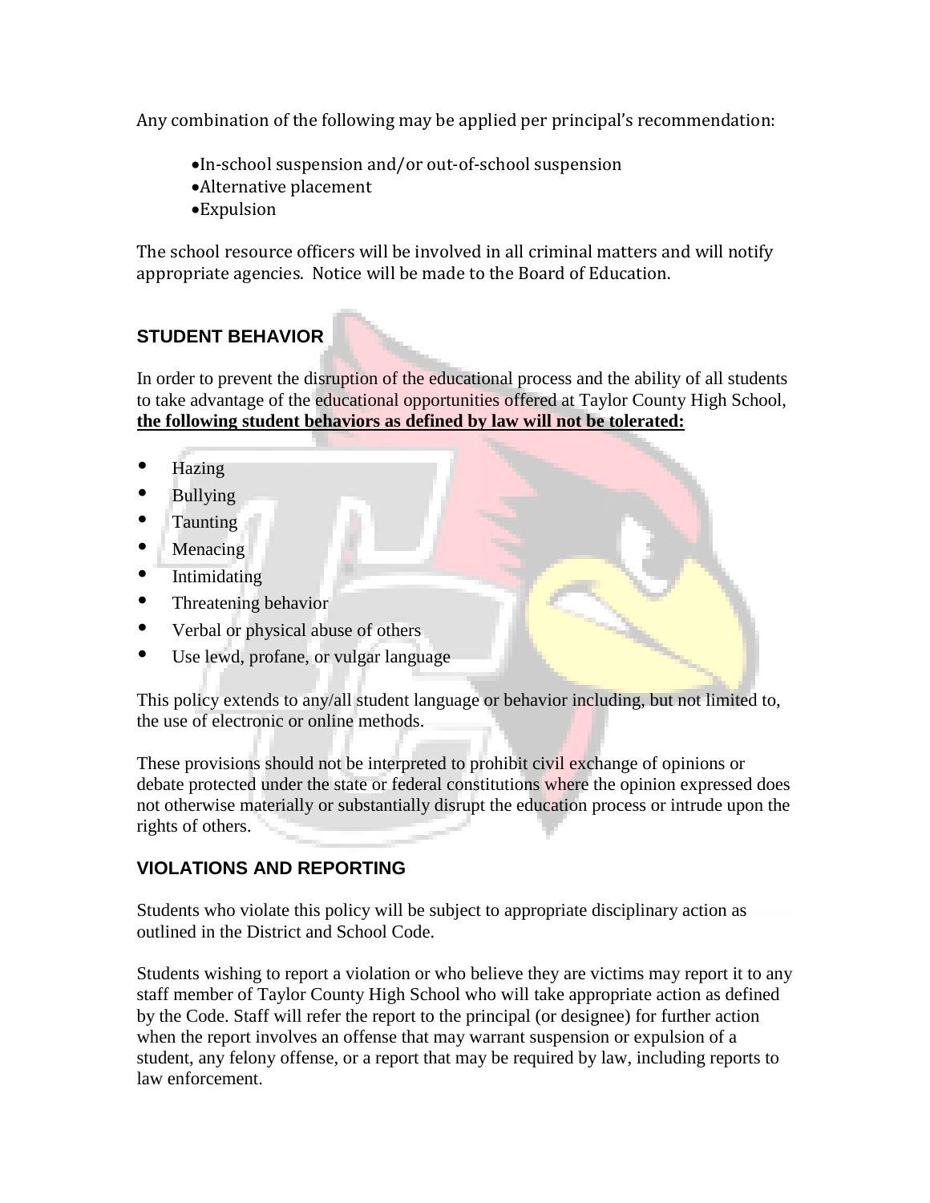Any combination of the following may be applied per principal's recommendation:

- In-school suspension and/or out-of-school suspension
- Alternative placement
- Expulsion

The school resource officers will be involved in all criminal matters and will notify appropriate agencies. Notice will be made to the Board of Education.

## STUDENT BEHAVIOR

In order to prevent the disruption of the educational process and the ability of all students to take advantage of the educational opportunities offered at Taylor County High School, **the following student behaviors as defined by law will not be tolerated:**

- Hazing
- Bullying
- Taunting
- Menacing
- Intimidating
- Threatening behavior
- Verbal or physical abuse of others
- Use lewd, profane, or vulgar language

This policy extends to any/all student language or behavior including, but not limited to, the use of electronic or online methods.

These provisions should not be interpreted to prohibit civil exchange of opinions or debate protected under the state or federal constitutions where the opinion expressed does not otherwise materially or substantially disrupt the education process or intrude upon the rights of others.

## VIOLATIONS AND REPORTING

Students who violate this policy will be subject to appropriate disciplinary action as outlined in the District and School Code.

Students wishing to report a violation or who believe they are victims may report it to any staff member of Taylor County High School who will take appropriate action as defined by the Code. Staff will refer the report to the principal (or designee) for further action when the report involves an offense that may warrant suspension or expulsion of a student, any felony offense, or a report that may be required by law, including reports to law enforcement.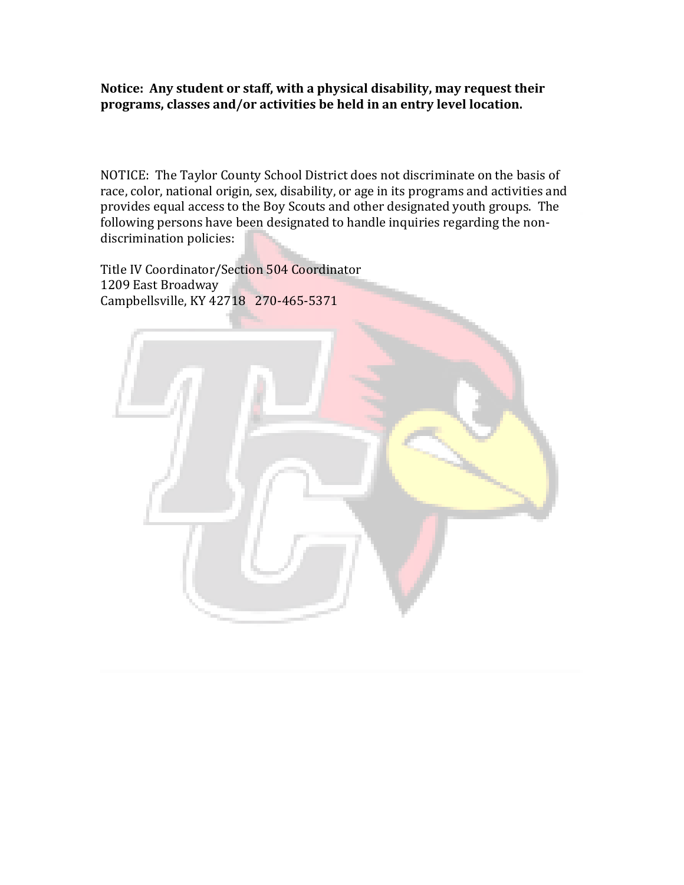**Notice: Any student or staff, with a physical disability, may request their programs, classes and/or activities be held in an entry level location.**

NOTICE: The Taylor County School District does not discriminate on the basis of race, color, national origin, sex, disability, or age in its programs and activities and provides equal access to the Boy Scouts and other designated youth groups. The following persons have been designated to handle inquiries regarding the non-discrimination policies:

Title IV Coordinator/Section 504 Coordinator
1209 East Broadway
Campbellsville, KY 42718 270-465-5371